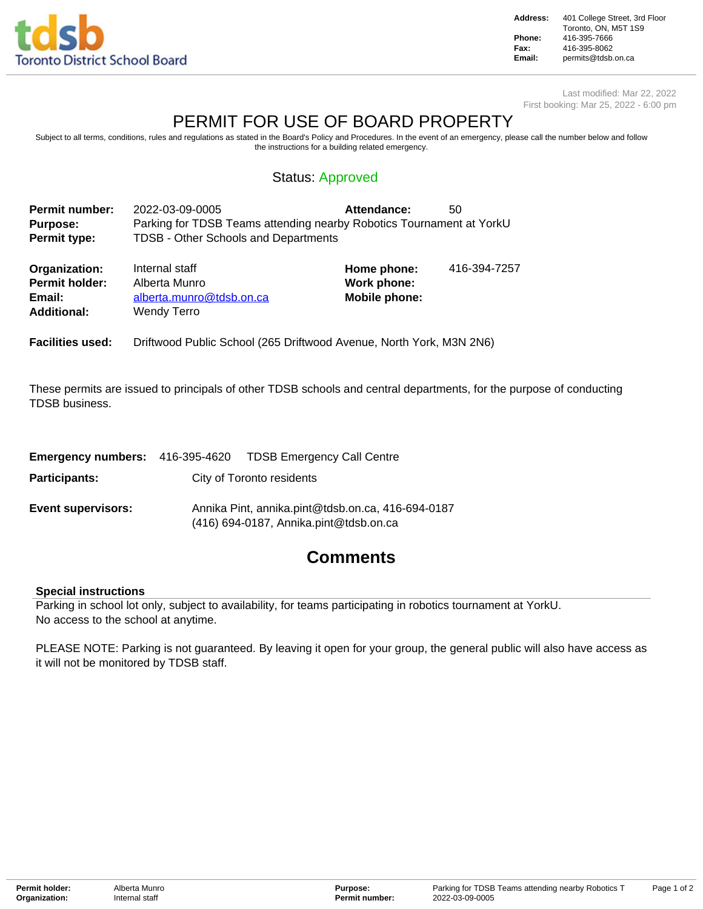Toronto District School Board

**Address:** 401 College Street, 3rd Floor Toronto, ON, M5T 1S9
**Phone:** 416-395-7666
**Fax:** 416-395-8062
**Email:** permits@tdsb.on.ca

Last modified: Mar 22, 2022
First booking: Mar 25, 2022 - 6:00 pm

# PERMIT FOR USE OF BOARD PROPERTY

Subject to all terms, conditions, rules and regulations as stated in the Board's Policy and Procedures. In the event of an emergency, please call the number below and follow the instructions for a building related emergency.

Status: Approved

**Permit number:** 2022-03-09-0005
**Attendance:** 50
**Purpose:** Parking for TDSB Teams attending nearby Robotics Tournament at YorkU
**Permit type:** TDSB - Other Schools and Departments

**Organization:** Internal staff
**Permit holder:** Alberta Munro
**Email:** alberta.munro@tdsb.on.ca
**Additional:** Wendy Terro
**Home phone:** 416-394-7257
**Work phone:**
**Mobile phone:**

**Facilities used:** Driftwood Public School (265 Driftwood Avenue, North York, M3N 2N6)

These permits are issued to principals of other TDSB schools and central departments, for the purpose of conducting TDSB business.

**Emergency numbers:** 416-395-4620 TDSB Emergency Call Centre

**Participants:** City of Toronto residents

**Event supervisors:** Annika Pint, annika.pint@tdsb.on.ca, 416-694-0187
(416) 694-0187, Annika.pint@tdsb.on.ca

## Comments

### Special instructions

Parking in school lot only, subject to availability, for teams participating in robotics tournament at YorkU.
No access to the school at anytime.

PLEASE NOTE: Parking is not guaranteed. By leaving it open for your group, the general public will also have access as it will not be monitored by TDSB staff.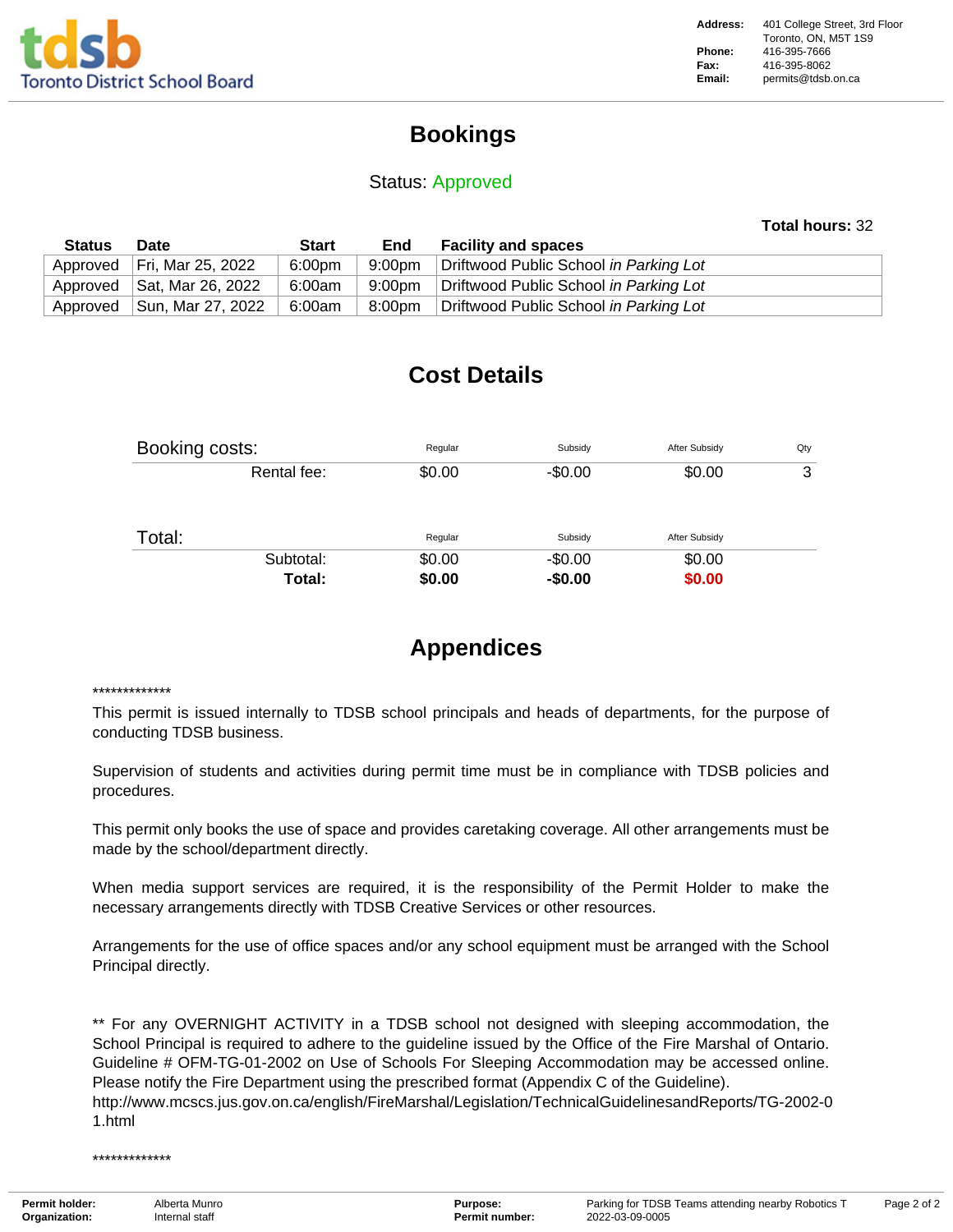# Bookings

Status: Approved

**Total hours:** 32

| Status | Date | Start | End | Facility and spaces |
|---|---|---|---|---|
| Approved | Fri, Mar 25, 2022 | 6:00pm | 9:00pm | Driftwood Public School *in Parking Lot* |
| Approved | Sat, Mar 26, 2022 | 6:00am | 9:00pm | Driftwood Public School *in Parking Lot* |
| Approved | Sun, Mar 27, 2022 | 6:00am | 8:00pm | Driftwood Public School *in Parking Lot* |

# Cost Details

| Booking costs: | Regular | Subsidy | After Subsidy | Qty |
|---|---|---|---|---|
| Rental fee: | $0.00 | -$0.00 | $0.00 | 3 |

| Total: | Regular | Subsidy | After Subsidy |
|---|---|---|---|
| Subtotal: | $0.00 | -$0.00 | $0.00 |
| **Total:** | **$0.00** | **-$0.00** | **$0.00** |

# Appendices

*************

This permit is issued internally to TDSB school principals and heads of departments, for the purpose of conducting TDSB business.

Supervision of students and activities during permit time must be in compliance with TDSB policies and procedures.

This permit only books the use of space and provides caretaking coverage. All other arrangements must be made by the school/department directly.

When media support services are required, it is the responsibility of the Permit Holder to make the necessary arrangements directly with TDSB Creative Services or other resources.

Arrangements for the use of office spaces and/or any school equipment must be arranged with the School Principal directly.

** For any OVERNIGHT ACTIVITY in a TDSB school not designed with sleeping accommodation, the School Principal is required to adhere to the guideline issued by the Office of the Fire Marshal of Ontario. Guideline # OFM-TG-01-2002 on Use of Schools For Sleeping Accommodation may be accessed online. Please notify the Fire Department using the prescribed format (Appendix C of the Guideline).
http://www.mcscs.jus.gov.on.ca/english/FireMarshal/Legislation/TechnicalGuidelinesandReports/TG-2002-01.html

*************